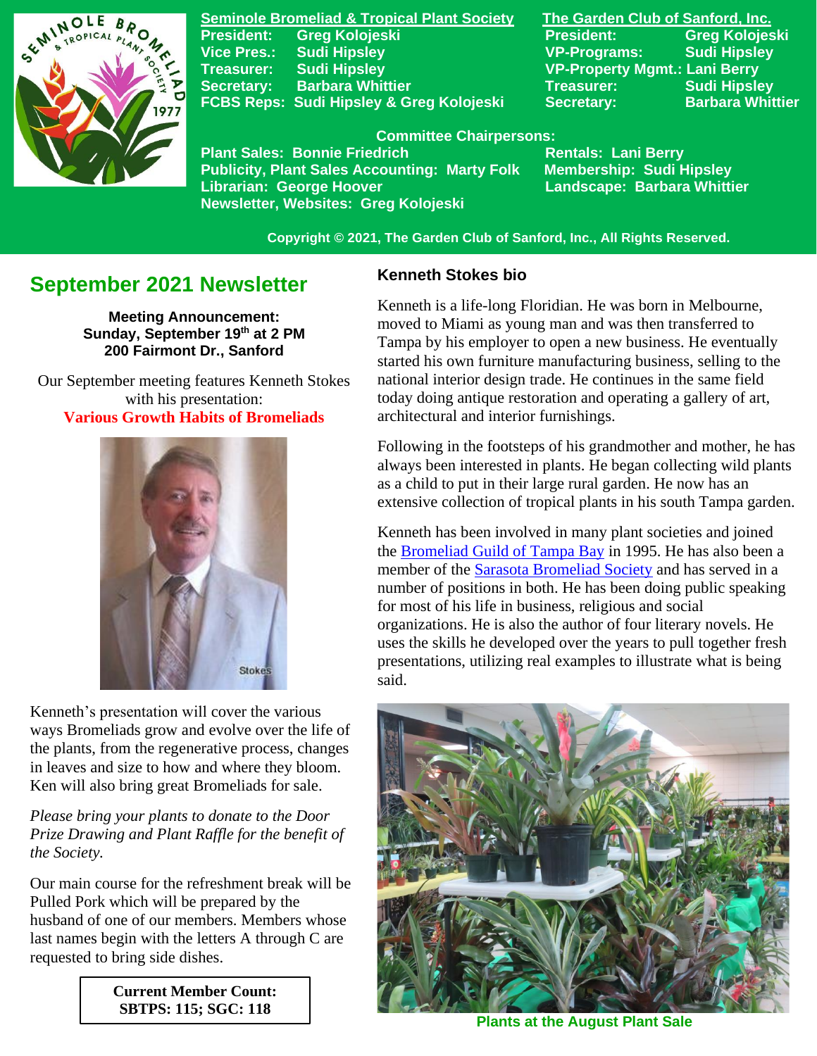**Seminole Bromeliad & Tropical Plant Society**
President: Greg Kolojeski
Vice Pres.: Sudi Hipsley
Treasurer: Sudi Hipsley
Secretary: Barbara Whittier
FCBS Reps: Sudi Hipsley & Greg Kolojeski

**The Garden Club of Sanford, Inc.**
President: Greg Kolojeski
VP-Programs: Sudi Hipsley
VP-Property Mgmt.: Lani Berry
Treasurer: Sudi Hipsley
Secretary: Barbara Whittier

**Committee Chairpersons:**
Plant Sales: Bonnie Friedrich
Publicity, Plant Sales Accounting: Marty Folk
Librarian: George Hoover
Newsletter, Websites: Greg Kolojeski
Rentals: Lani Berry
Membership: Sudi Hipsley
Landscape: Barbara Whittier

Copyright © 2021, The Garden Club of Sanford, Inc., All Rights Reserved.

# September 2021 Newsletter

**Meeting Announcement:**
**Sunday, September 19th at 2 PM**
**200 Fairmont Dr., Sanford**

Our September meeting features Kenneth Stokes with his presentation:
**Various Growth Habits of Bromeliads**

Stokes

Kenneth's presentation will cover the various ways Bromeliads grow and evolve over the life of the plants, from the regenerative process, changes in leaves and size to how and where they bloom. Ken will also bring great Bromeliads for sale.

*Please bring your plants to donate to the Door Prize Drawing and Plant Raffle for the benefit of the Society.*

Our main course for the refreshment break will be Pulled Pork which will be prepared by the husband of one of our members. Members whose last names begin with the letters A through C are requested to bring side dishes.

**Current Member Count:**
**SBTPS: 115; SGC: 118**

### Kenneth Stokes bio

Kenneth is a life-long Floridian. He was born in Melbourne, moved to Miami as young man and was then transferred to Tampa by his employer to open a new business. He eventually started his own furniture manufacturing business, selling to the national interior design trade. He continues in the same field today doing antique restoration and operating a gallery of art, architectural and interior furnishings.

Following in the footsteps of his grandmother and mother, he has always been interested in plants. He began collecting wild plants as a child to put in their large rural garden. He now has an extensive collection of tropical plants in his south Tampa garden.

Kenneth has been involved in many plant societies and joined the Bromeliad Guild of Tampa Bay in 1995. He has also been a member of the Sarasota Bromeliad Society and has served in a number of positions in both. He has been doing public speaking for most of his life in business, religious and social organizations. He is also the author of four literary novels. He uses the skills he developed over the years to pull together fresh presentations, utilizing real examples to illustrate what is being said.

Plants at the August Plant Sale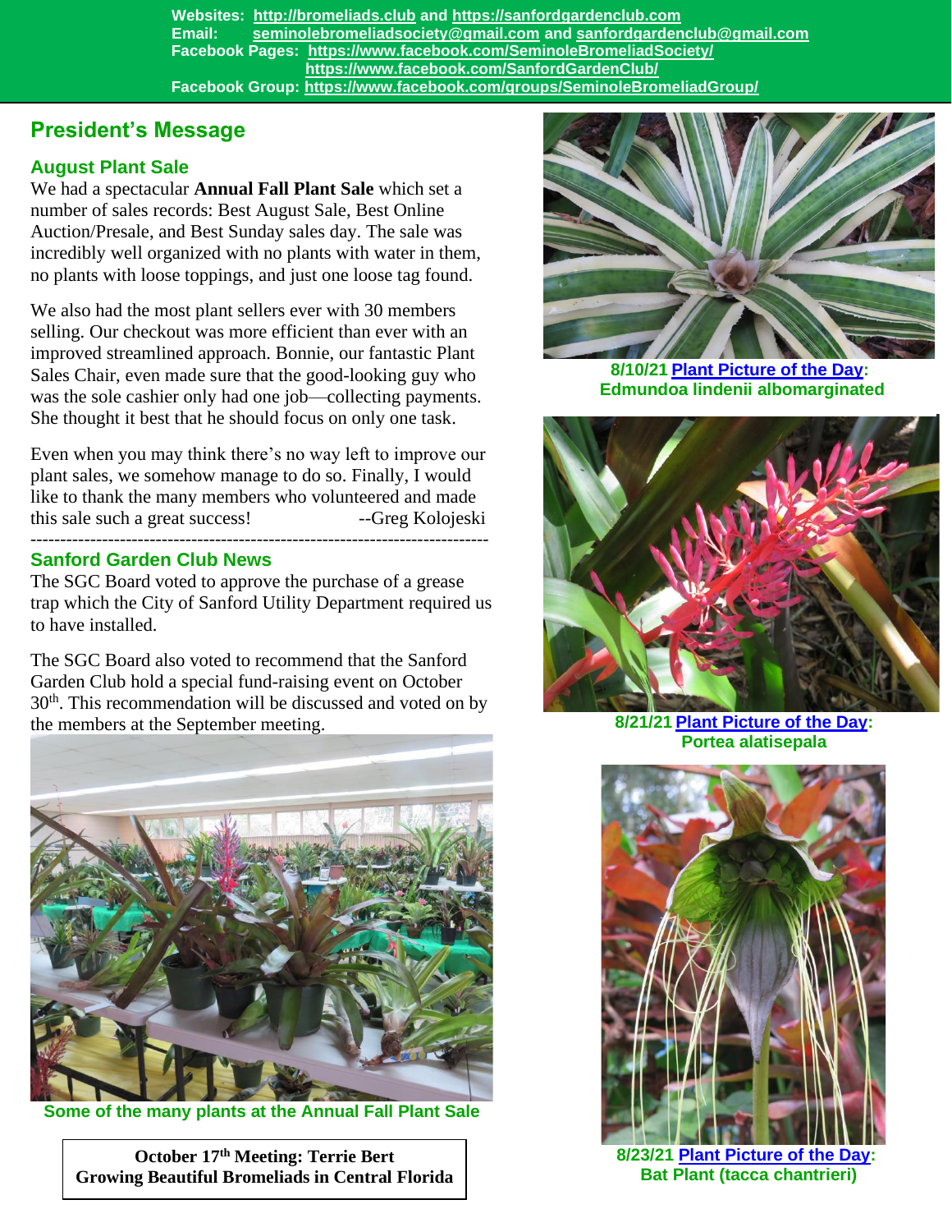**Websites:** http://bromeliads.club and https://sanfordgardenclub.com
**Email:** seminolebromeliadsociety@gmail.com and sanfordgardenclub@gmail.com
**Facebook Pages:** https://www.facebook.com/SeminoleBromeliadSociety/
https://www.facebook.com/SanfordGardenClub/
**Facebook Group:** https://www.facebook.com/groups/SeminoleBromeliadGroup/

## President's Message

### August Plant Sale

We had a spectacular **Annual Fall Plant Sale** which set a number of sales records: Best August Sale, Best Online Auction/Presale, and Best Sunday sales day. The sale was incredibly well organized with no plants with water in them, no plants with loose toppings, and just one loose tag found.

We also had the most plant sellers ever with 30 members selling. Our checkout was more efficient than ever with an improved streamlined approach. Bonnie, our fantastic Plant Sales Chair, even made sure that the good-looking guy who was the sole cashier only had one job—collecting payments. She thought it best that he should focus on only one task.

Even when you may think there's no way left to improve our plant sales, we somehow manage to do so. Finally, I would like to thank the many members who volunteered and made this sale such a great success! --Greg Kolojeski

---

### Sanford Garden Club News

The SGC Board voted to approve the purchase of a grease trap which the City of Sanford Utility Department required us to have installed.

The SGC Board also voted to recommend that the Sanford Garden Club hold a special fund-raising event on October 30th. This recommendation will be discussed and voted on by the members at the September meeting.

Some of the many plants at the Annual Fall Plant Sale

**October 17th Meeting: Terrie Bert**
**Growing Beautiful Bromeliads in Central Florida**

8/10/21 Plant Picture of the Day: Edmundoa lindenii albomarginated

8/21/21 Plant Picture of the Day: Portea alatisepala

8/23/21 Plant Picture of the Day: Bat Plant (tacca chantrieri)